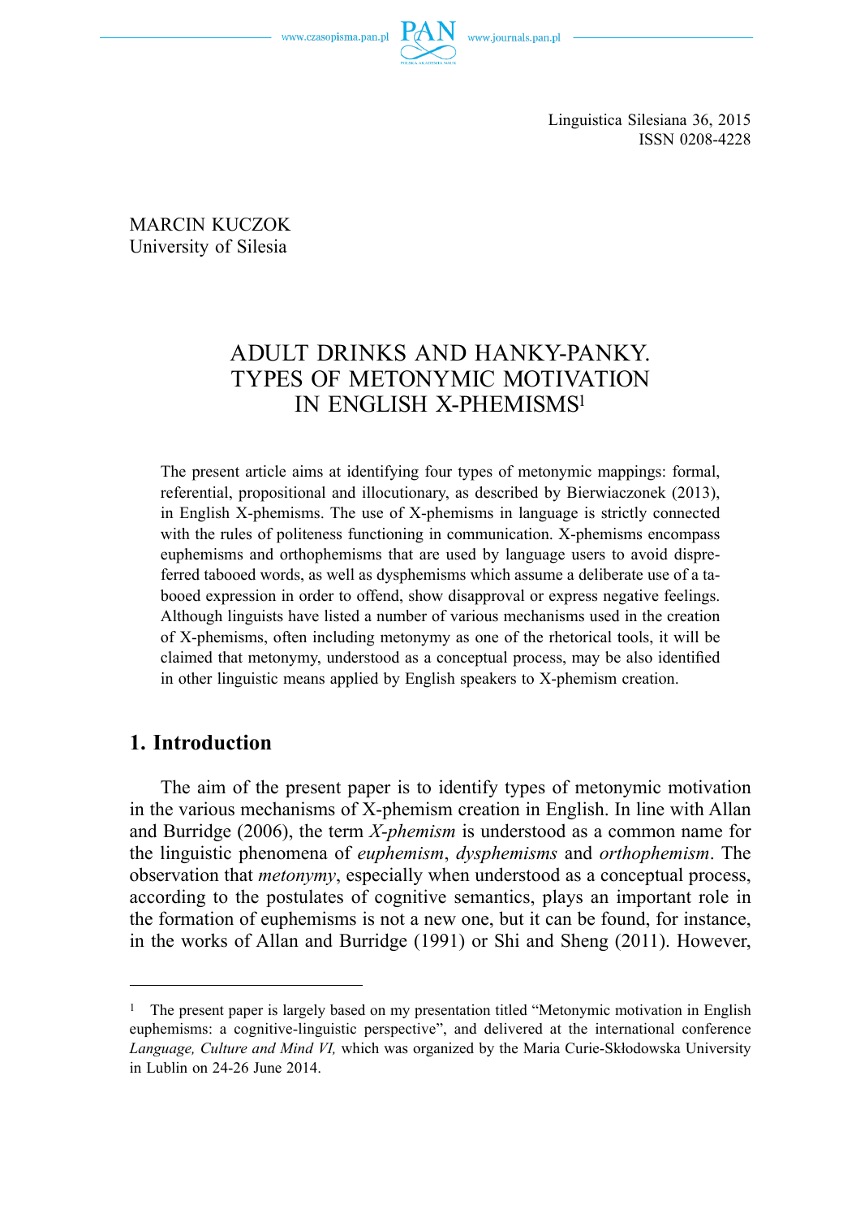Linguistica Silesiana 36, 2015
ISSN 0208-4228

MARCIN KUCZOK
University of Silesia

# ADULT DRINKS AND HANKY-PANKY. TYPES OF METONYMIC MOTIVATION IN ENGLISH X-PHEMISMS[1]

The present article aims at identifying four types of metonymic mappings: formal, referential, propositional and illocutionary, as described by Bierwiaczonek (2013), in English X-phemisms. The use of X-phemisms in language is strictly connected with the rules of politeness functioning in communication. X-phemisms encompass euphemisms and orthophemisms that are used by language users to avoid dispreferred tabooed words, as well as dysphemisms which assume a deliberate use of a tabooed expression in order to offend, show disapproval or express negative feelings. Although linguists have listed a number of various mechanisms used in the creation of X-phemisms, often including metonymy as one of the rhetorical tools, it will be claimed that metonymy, understood as a conceptual process, may be also identified in other linguistic means applied by English speakers to X-phemism creation.

## 1. Introduction

The aim of the present paper is to identify types of metonymic motivation in the various mechanisms of X-phemism creation in English. In line with Allan and Burridge (2006), the term *X-phemism* is understood as a common name for the linguistic phenomena of *euphemism*, *dysphemisms* and *orthophemism*. The observation that *metonymy*, especially when understood as a conceptual process, according to the postulates of cognitive semantics, plays an important role in the formation of euphemisms is not a new one, but it can be found, for instance, in the works of Allan and Burridge (1991) or Shi and Sheng (2011). However,

[1] The present paper is largely based on my presentation titled "Metonymic motivation in English euphemisms: a cognitive-linguistic perspective", and delivered at the international conference *Language, Culture and Mind VI,* which was organized by the Maria Curie-Skłodowska University in Lublin on 24-26 June 2014.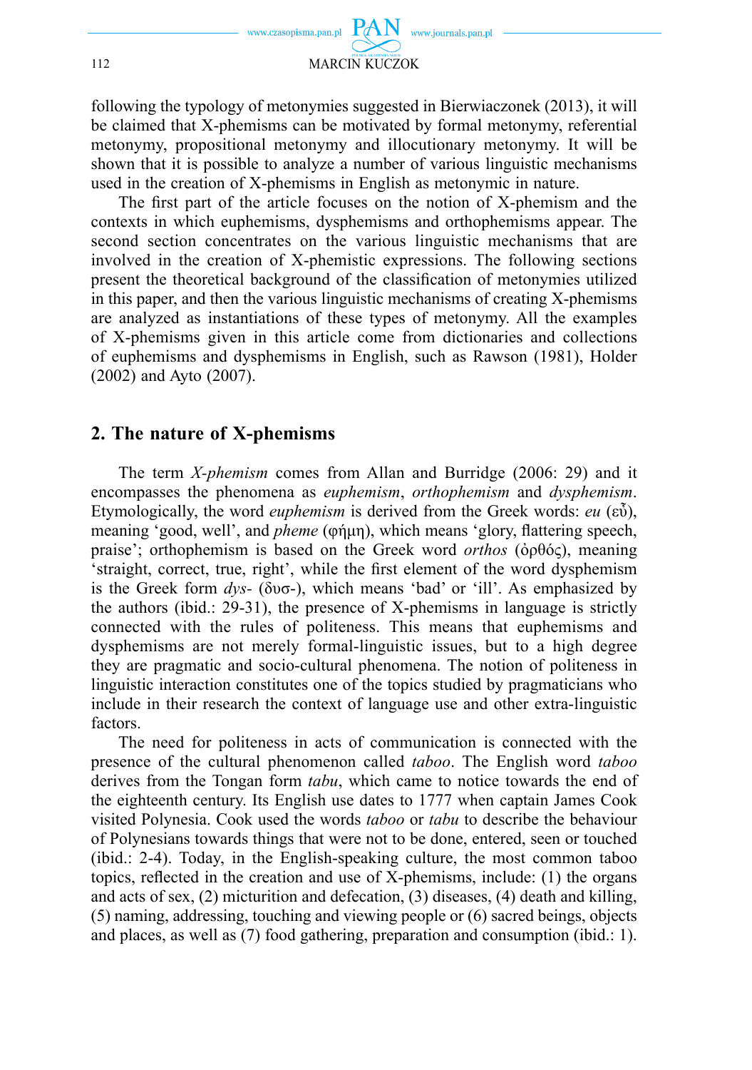following the typology of metonymies suggested in Bierwiaczonek (2013), it will be claimed that X-phemisms can be motivated by formal metonymy, referential metonymy, propositional metonymy and illocutionary metonymy. It will be shown that it is possible to analyze a number of various linguistic mechanisms used in the creation of X-phemisms in English as metonymic in nature.

The first part of the article focuses on the notion of X-phemism and the contexts in which euphemisms, dysphemisms and orthophemisms appear. The second section concentrates on the various linguistic mechanisms that are involved in the creation of X-phemistic expressions. The following sections present the theoretical background of the classification of metonymies utilized in this paper, and then the various linguistic mechanisms of creating X-phemisms are analyzed as instantiations of these types of metonymy. All the examples of X-phemisms given in this article come from dictionaries and collections of euphemisms and dysphemisms in English, such as Rawson (1981), Holder (2002) and Ayto (2007).

## 2. The nature of X-phemisms

The term *X-phemism* comes from Allan and Burridge (2006: 29) and it encompasses the phenomena as *euphemism*, *orthophemism* and *dysphemism*. Etymologically, the word *euphemism* is derived from the Greek words: *eu* (εὖ), meaning 'good, well', and *pheme* (φήμη), which means 'glory, flattering speech, praise'; orthophemism is based on the Greek word *orthos* (ὀρθός), meaning 'straight, correct, true, right', while the first element of the word dysphemism is the Greek form *dys-* (δυσ-), which means 'bad' or 'ill'. As emphasized by the authors (ibid.: 29-31), the presence of X-phemisms in language is strictly connected with the rules of politeness. This means that euphemisms and dysphemisms are not merely formal-linguistic issues, but to a high degree they are pragmatic and socio-cultural phenomena. The notion of politeness in linguistic interaction constitutes one of the topics studied by pragmaticians who include in their research the context of language use and other extra-linguistic factors.

The need for politeness in acts of communication is connected with the presence of the cultural phenomenon called *taboo*. The English word *taboo* derives from the Tongan form *tabu*, which came to notice towards the end of the eighteenth century. Its English use dates to 1777 when captain James Cook visited Polynesia. Cook used the words *taboo* or *tabu* to describe the behaviour of Polynesians towards things that were not to be done, entered, seen or touched (ibid.: 2-4). Today, in the English-speaking culture, the most common taboo topics, reflected in the creation and use of X-phemisms, include: (1) the organs and acts of sex, (2) micturition and defecation, (3) diseases, (4) death and killing, (5) naming, addressing, touching and viewing people or (6) sacred beings, objects and places, as well as (7) food gathering, preparation and consumption (ibid.: 1).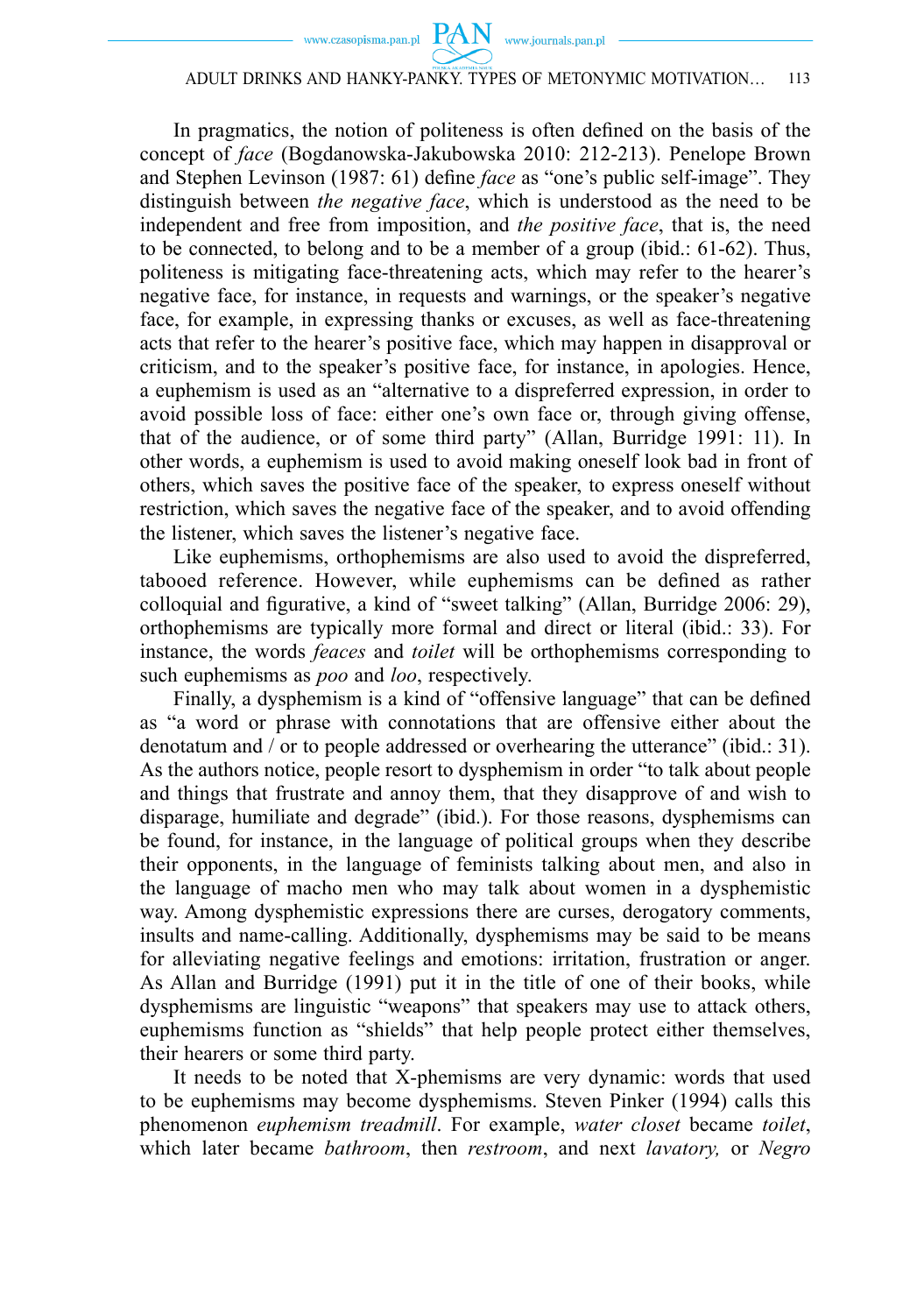In pragmatics, the notion of politeness is often defined on the basis of the concept of *face* (Bogdanowska-Jakubowska 2010: 212-213). Penelope Brown and Stephen Levinson (1987: 61) define *face* as "one's public self-image". They distinguish between *the negative face*, which is understood as the need to be independent and free from imposition, and *the positive face*, that is, the need to be connected, to belong and to be a member of a group (ibid.: 61-62). Thus, politeness is mitigating face-threatening acts, which may refer to the hearer's negative face, for instance, in requests and warnings, or the speaker's negative face, for example, in expressing thanks or excuses, as well as face-threatening acts that refer to the hearer's positive face, which may happen in disapproval or criticism, and to the speaker's positive face, for instance, in apologies. Hence, a euphemism is used as an "alternative to a dispreferred expression, in order to avoid possible loss of face: either one's own face or, through giving offense, that of the audience, or of some third party" (Allan, Burridge 1991: 11). In other words, a euphemism is used to avoid making oneself look bad in front of others, which saves the positive face of the speaker, to express oneself without restriction, which saves the negative face of the speaker, and to avoid offending the listener, which saves the listener's negative face.

Like euphemisms, orthophemisms are also used to avoid the dispreferred, tabooed reference. However, while euphemisms can be defined as rather colloquial and figurative, a kind of "sweet talking" (Allan, Burridge 2006: 29), orthophemisms are typically more formal and direct or literal (ibid.: 33). For instance, the words *feaces* and *toilet* will be orthophemisms corresponding to such euphemisms as *poo* and *loo*, respectively.

Finally, a dysphemism is a kind of "offensive language" that can be defined as "a word or phrase with connotations that are offensive either about the denotatum and / or to people addressed or overhearing the utterance" (ibid.: 31). As the authors notice, people resort to dysphemism in order "to talk about people and things that frustrate and annoy them, that they disapprove of and wish to disparage, humiliate and degrade" (ibid.). For those reasons, dysphemisms can be found, for instance, in the language of political groups when they describe their opponents, in the language of feminists talking about men, and also in the language of macho men who may talk about women in a dysphemistic way. Among dysphemistic expressions there are curses, derogatory comments, insults and name-calling. Additionally, dysphemisms may be said to be means for alleviating negative feelings and emotions: irritation, frustration or anger. As Allan and Burridge (1991) put it in the title of one of their books, while dysphemisms are linguistic "weapons" that speakers may use to attack others, euphemisms function as "shields" that help people protect either themselves, their hearers or some third party.

It needs to be noted that X-phemisms are very dynamic: words that used to be euphemisms may become dysphemisms. Steven Pinker (1994) calls this phenomenon *euphemism treadmill*. For example, *water closet* became *toilet*, which later became *bathroom*, then *restroom*, and next *lavatory,* or *Negro*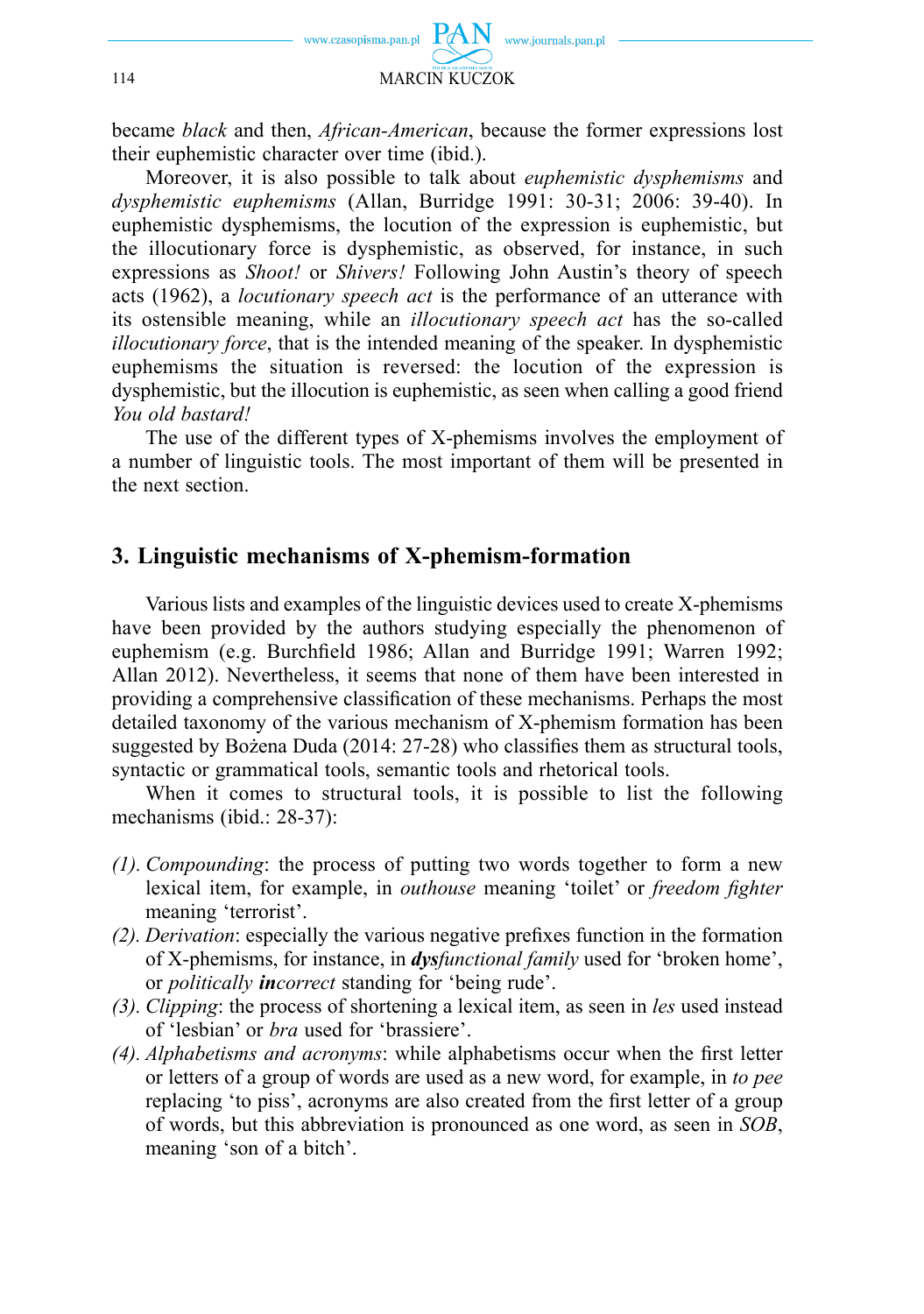became *black* and then, *African-American*, because the former expressions lost their euphemistic character over time (ibid.).

Moreover, it is also possible to talk about *euphemistic dysphemisms* and *dysphemistic euphemisms* (Allan, Burridge 1991: 30-31; 2006: 39-40). In euphemistic dysphemisms, the locution of the expression is euphemistic, but the illocutionary force is dysphemistic, as observed, for instance, in such expressions as *Shoot!* or *Shivers!* Following John Austin's theory of speech acts (1962), a *locutionary speech act* is the performance of an utterance with its ostensible meaning, while an *illocutionary speech act* has the so-called *illocutionary force*, that is the intended meaning of the speaker. In dysphemistic euphemisms the situation is reversed: the locution of the expression is dysphemistic, but the illocution is euphemistic, as seen when calling a good friend *You old bastard!*

The use of the different types of X-phemisms involves the employment of a number of linguistic tools. The most important of them will be presented in the next section.

## 3. Linguistic mechanisms of X-phemism-formation

Various lists and examples of the linguistic devices used to create X-phemisms have been provided by the authors studying especially the phenomenon of euphemism (e.g. Burchfield 1986; Allan and Burridge 1991; Warren 1992; Allan 2012). Nevertheless, it seems that none of them have been interested in providing a comprehensive classification of these mechanisms. Perhaps the most detailed taxonomy of the various mechanism of X-phemism formation has been suggested by Bożena Duda (2014: 27-28) who classifies them as structural tools, syntactic or grammatical tools, semantic tools and rhetorical tools.

When it comes to structural tools, it is possible to list the following mechanisms (ibid.: 28-37):

*(1). Compounding*: the process of putting two words together to form a new lexical item, for example, in *outhouse* meaning 'toilet' or *freedom fighter* meaning 'terrorist'.

*(2). Derivation*: especially the various negative prefixes function in the formation of X-phemisms, for instance, in ***dys****functional family* used for 'broken home', or *politically* ***in****correct* standing for 'being rude'.

*(3). Clipping*: the process of shortening a lexical item, as seen in *les* used instead of 'lesbian' or *bra* used for 'brassiere'.

*(4). Alphabetisms and acronyms*: while alphabetisms occur when the first letter or letters of a group of words are used as a new word, for example, in *to pee* replacing 'to piss', acronyms are also created from the first letter of a group of words, but this abbreviation is pronounced as one word, as seen in *SOB*, meaning 'son of a bitch'.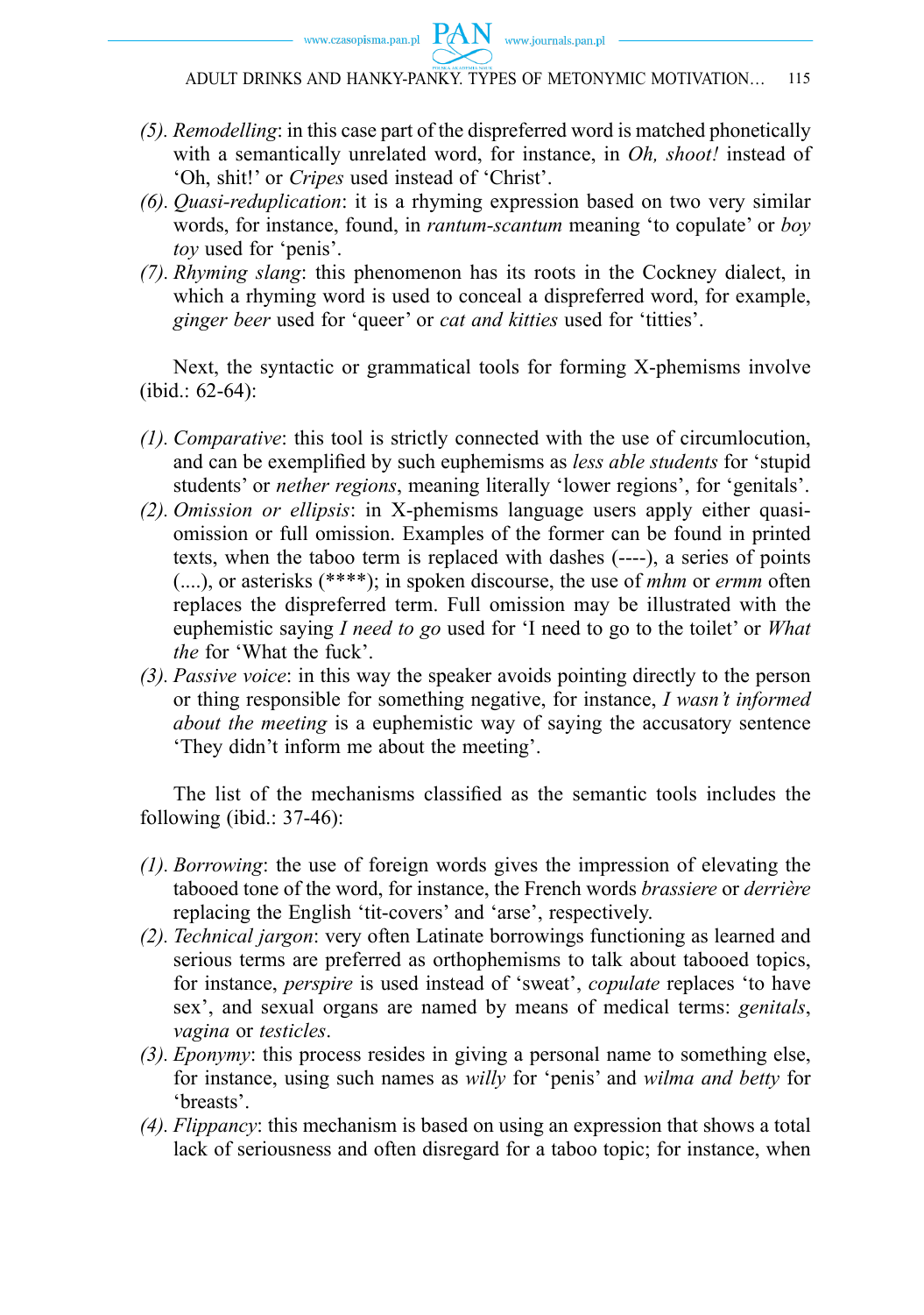*(5). Remodelling*: in this case part of the dispreferred word is matched phonetically with a semantically unrelated word, for instance, in *Oh, shoot!* instead of 'Oh, shit!' or *Cripes* used instead of 'Christ'.

*(6). Quasi-reduplication*: it is a rhyming expression based on two very similar words, for instance, found, in *rantum-scantum* meaning 'to copulate' or *boy toy* used for 'penis'.

*(7). Rhyming slang*: this phenomenon has its roots in the Cockney dialect, in which a rhyming word is used to conceal a dispreferred word, for example, *ginger beer* used for 'queer' or *cat and kitties* used for 'titties'.

Next, the syntactic or grammatical tools for forming X-phemisms involve (ibid.: 62-64):

*(1). Comparative*: this tool is strictly connected with the use of circumlocution, and can be exemplified by such euphemisms as *less able students* for 'stupid students' or *nether regions*, meaning literally 'lower regions', for 'genitals'.

*(2). Omission or ellipsis*: in X-phemisms language users apply either quasi-omission or full omission. Examples of the former can be found in printed texts, when the taboo term is replaced with dashes (----), a series of points (....), or asterisks (****); in spoken discourse, the use of *mhm* or *ermm* often replaces the dispreferred term. Full omission may be illustrated with the euphemistic saying *I need to go* used for 'I need to go to the toilet' or *What the* for 'What the fuck'.

*(3). Passive voice*: in this way the speaker avoids pointing directly to the person or thing responsible for something negative, for instance, *I wasn't informed about the meeting* is a euphemistic way of saying the accusatory sentence 'They didn't inform me about the meeting'.

The list of the mechanisms classified as the semantic tools includes the following (ibid.: 37-46):

*(1). Borrowing*: the use of foreign words gives the impression of elevating the tabooed tone of the word, for instance, the French words *brassiere* or *derrière* replacing the English 'tit-covers' and 'arse', respectively.

*(2). Technical jargon*: very often Latinate borrowings functioning as learned and serious terms are preferred as orthophemisms to talk about tabooed topics, for instance, *perspire* is used instead of 'sweat', *copulate* replaces 'to have sex', and sexual organs are named by means of medical terms: *genitals*, *vagina* or *testicles*.

*(3). Eponymy*: this process resides in giving a personal name to something else, for instance, using such names as *willy* for 'penis' and *wilma and betty* for 'breasts'.

*(4). Flippancy*: this mechanism is based on using an expression that shows a total lack of seriousness and often disregard for a taboo topic; for instance, when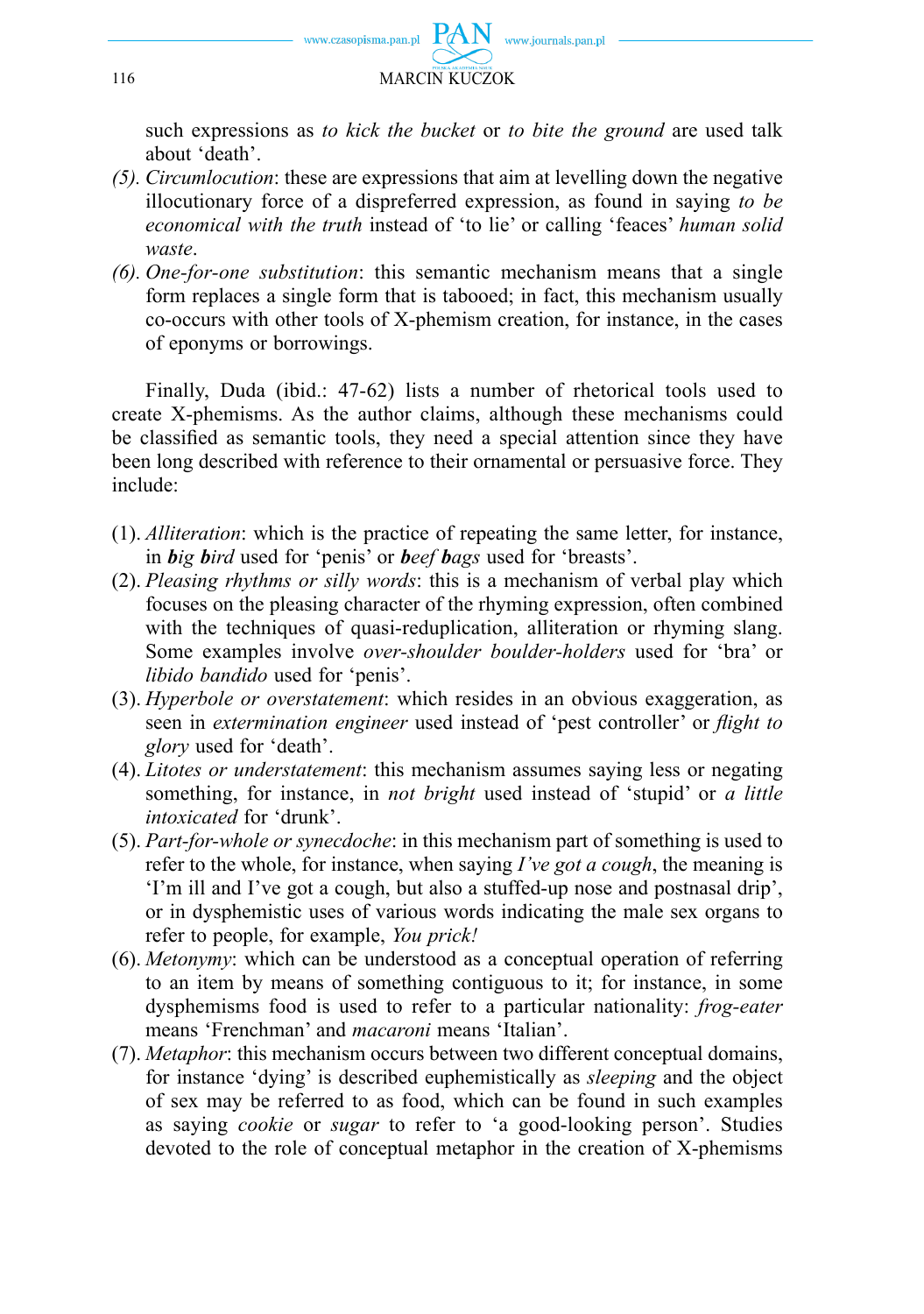such expressions as *to kick the bucket* or *to bite the ground* are used talk about ‘death’.

*(5). Circumlocution*: these are expressions that aim at levelling down the negative illocutionary force of a dispreferred expression, as found in saying *to be economical with the truth* instead of ‘to lie’ or calling ‘feaces’ *human solid waste*.

*(6). One-for-one substitution*: this semantic mechanism means that a single form replaces a single form that is tabooed; in fact, this mechanism usually co-occurs with other tools of X-phemism creation, for instance, in the cases of eponyms or borrowings.

Finally, Duda (ibid.: 47-62) lists a number of rhetorical tools used to create X-phemisms. As the author claims, although these mechanisms could be classified as semantic tools, they need a special attention since they have been long described with reference to their ornamental or persuasive force. They include:

(1). *Alliteration*: which is the practice of repeating the same letter, for instance, in ***b**ig **b**ird* used for ‘penis’ or ***b**eef **b**ags* used for ‘breasts’.

(2). *Pleasing rhythms or silly words*: this is a mechanism of verbal play which focuses on the pleasing character of the rhyming expression, often combined with the techniques of quasi-reduplication, alliteration or rhyming slang. Some examples involve *over-shoulder boulder-holders* used for ‘bra’ or *libido bandido* used for ‘penis’.

(3). *Hyperbole or overstatement*: which resides in an obvious exaggeration, as seen in *extermination engineer* used instead of ‘pest controller’ or *flight to glory* used for ‘death’.

(4). *Litotes or understatement*: this mechanism assumes saying less or negating something, for instance, in *not bright* used instead of ‘stupid’ or *a little intoxicated* for ‘drunk’.

(5). *Part-for-whole or synecdoche*: in this mechanism part of something is used to refer to the whole, for instance, when saying *I’ve got a cough*, the meaning is ‘I’m ill and I’ve got a cough, but also a stuffed-up nose and postnasal drip’, or in dysphemistic uses of various words indicating the male sex organs to refer to people, for example, *You prick!*

(6). *Metonymy*: which can be understood as a conceptual operation of referring to an item by means of something contiguous to it; for instance, in some dysphemisms food is used to refer to a particular nationality: *frog-eater* means ‘Frenchman’ and *macaroni* means ‘Italian’.

(7). *Metaphor*: this mechanism occurs between two different conceptual domains, for instance ‘dying’ is described euphemistically as *sleeping* and the object of sex may be referred to as food, which can be found in such examples as saying *cookie* or *sugar* to refer to ‘a good-looking person’. Studies devoted to the role of conceptual metaphor in the creation of X-phemisms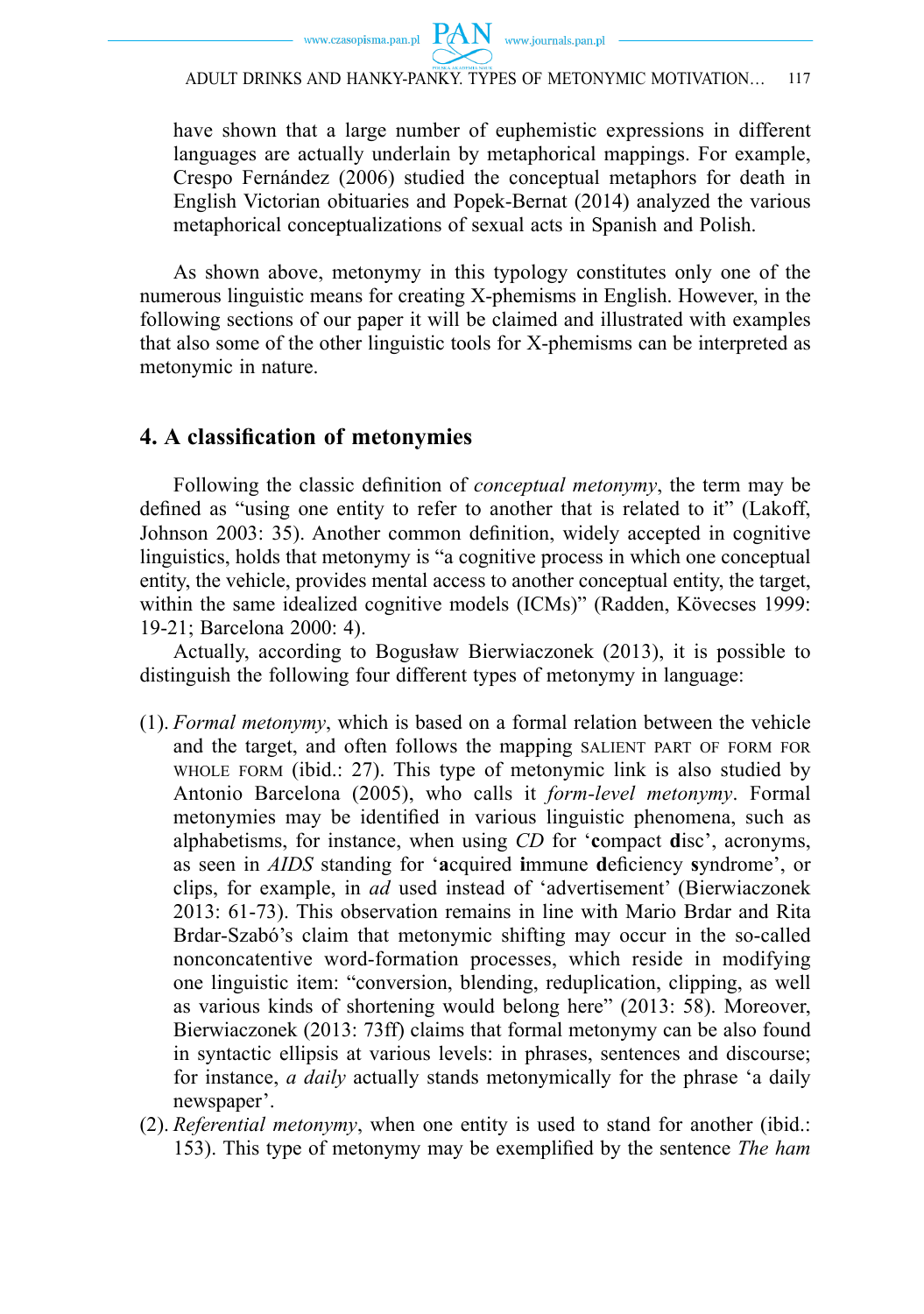have shown that a large number of euphemistic expressions in different languages are actually underlain by metaphorical mappings. For example, Crespo Fernández (2006) studied the conceptual metaphors for death in English Victorian obituaries and Popek-Bernat (2014) analyzed the various metaphorical conceptualizations of sexual acts in Spanish and Polish.

As shown above, metonymy in this typology constitutes only one of the numerous linguistic means for creating X-phemisms in English. However, in the following sections of our paper it will be claimed and illustrated with examples that also some of the other linguistic tools for X-phemisms can be interpreted as metonymic in nature.

## 4. A classification of metonymies

Following the classic definition of *conceptual metonymy*, the term may be defined as "using one entity to refer to another that is related to it" (Lakoff, Johnson 2003: 35). Another common definition, widely accepted in cognitive linguistics, holds that metonymy is "a cognitive process in which one conceptual entity, the vehicle, provides mental access to another conceptual entity, the target, within the same idealized cognitive models (ICMs)" (Radden, Kövecses 1999: 19-21; Barcelona 2000: 4).

Actually, according to Bogusław Bierwiaczonek (2013), it is possible to distinguish the following four different types of metonymy in language:

(1). *Formal metonymy*, which is based on a formal relation between the vehicle and the target, and often follows the mapping SALIENT PART OF FORM FOR WHOLE FORM (ibid.: 27). This type of metonymic link is also studied by Antonio Barcelona (2005), who calls it *form-level metonymy*. Formal metonymies may be identified in various linguistic phenomena, such as alphabetisms, for instance, when using *CD* for '**c**ompact **d**isc', acronyms, as seen in *AIDS* standing for '**a**cquired **i**mmune **d**eficiency **s**yndrome', or clips, for example, in *ad* used instead of 'advertisement' (Bierwiaczonek 2013: 61-73). This observation remains in line with Mario Brdar and Rita Brdar-Szabó's claim that metonymic shifting may occur in the so-called nonconcatentive word-formation processes, which reside in modifying one linguistic item: "conversion, blending, reduplication, clipping, as well as various kinds of shortening would belong here" (2013: 58). Moreover, Bierwiaczonek (2013: 73ff) claims that formal metonymy can be also found in syntactic ellipsis at various levels: in phrases, sentences and discourse; for instance, *a daily* actually stands metonymically for the phrase 'a daily newspaper'.

(2). *Referential metonymy*, when one entity is used to stand for another (ibid.: 153). This type of metonymy may be exemplified by the sentence *The ham*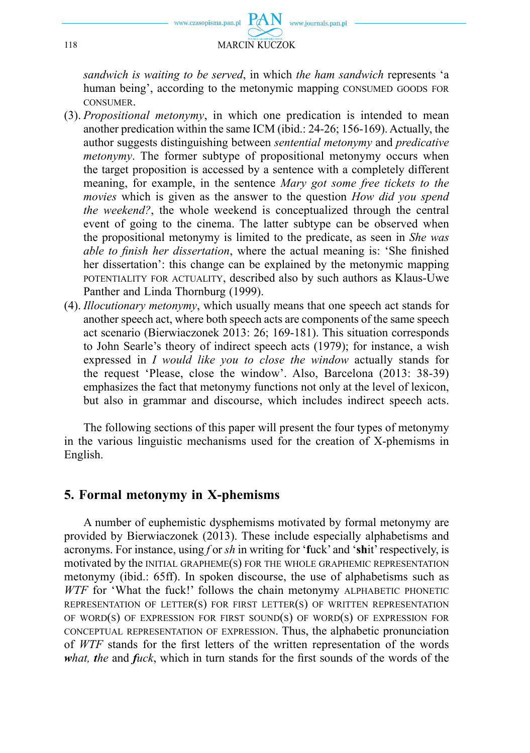*sandwich is waiting to be served*, in which *the ham sandwich* represents 'a human being', according to the metonymic mapping CONSUMED GOODS FOR CONSUMER.

(3). *Propositional metonymy*, in which one predication is intended to mean another predication within the same ICM (ibid.: 24-26; 156-169). Actually, the author suggests distinguishing between *sentential metonymy* and *predicative metonymy*. The former subtype of propositional metonymy occurs when the target proposition is accessed by a sentence with a completely different meaning, for example, in the sentence *Mary got some free tickets to the movies* which is given as the answer to the question *How did you spend the weekend?*, the whole weekend is conceptualized through the central event of going to the cinema. The latter subtype can be observed when the propositional metonymy is limited to the predicate, as seen in *She was able to finish her dissertation*, where the actual meaning is: 'She finished her dissertation': this change can be explained by the metonymic mapping POTENTIALITY FOR ACTUALITY, described also by such authors as Klaus-Uwe Panther and Linda Thornburg (1999).

(4). *Illocutionary metonymy*, which usually means that one speech act stands for another speech act, where both speech acts are components of the same speech act scenario (Bierwiaczonek 2013: 26; 169-181). This situation corresponds to John Searle's theory of indirect speech acts (1979); for instance, a wish expressed in *I would like you to close the window* actually stands for the request 'Please, close the window'. Also, Barcelona (2013: 38-39) emphasizes the fact that metonymy functions not only at the level of lexicon, but also in grammar and discourse, which includes indirect speech acts.

The following sections of this paper will present the four types of metonymy in the various linguistic mechanisms used for the creation of X-phemisms in English.

## 5. Formal metonymy in X-phemisms

A number of euphemistic dysphemisms motivated by formal metonymy are provided by Bierwiaczonek (2013). These include especially alphabetisms and acronyms. For instance, using *f* or *sh* in writing for '**f**uck' and '**sh**it' respectively, is motivated by the INITIAL GRAPHEME(S) FOR THE WHOLE GRAPHEMIC REPRESENTATION metonymy (ibid.: 65ff). In spoken discourse, the use of alphabetisms such as *WTF* for 'What the fuck!' follows the chain metonymy ALPHABETIC PHONETIC REPRESENTATION OF LETTER(S) FOR FIRST LETTER(S) OF WRITTEN REPRESENTATION OF WORD(S) OF EXPRESSION FOR FIRST SOUND(S) OF WORD(S) OF EXPRESSION FOR CONCEPTUAL REPRESENTATION OF EXPRESSION. Thus, the alphabetic pronunciation of *WTF* stands for the first letters of the written representation of the words ***w****hat,* ***t****he* and ***f****uck*, which in turn stands for the first sounds of the words of the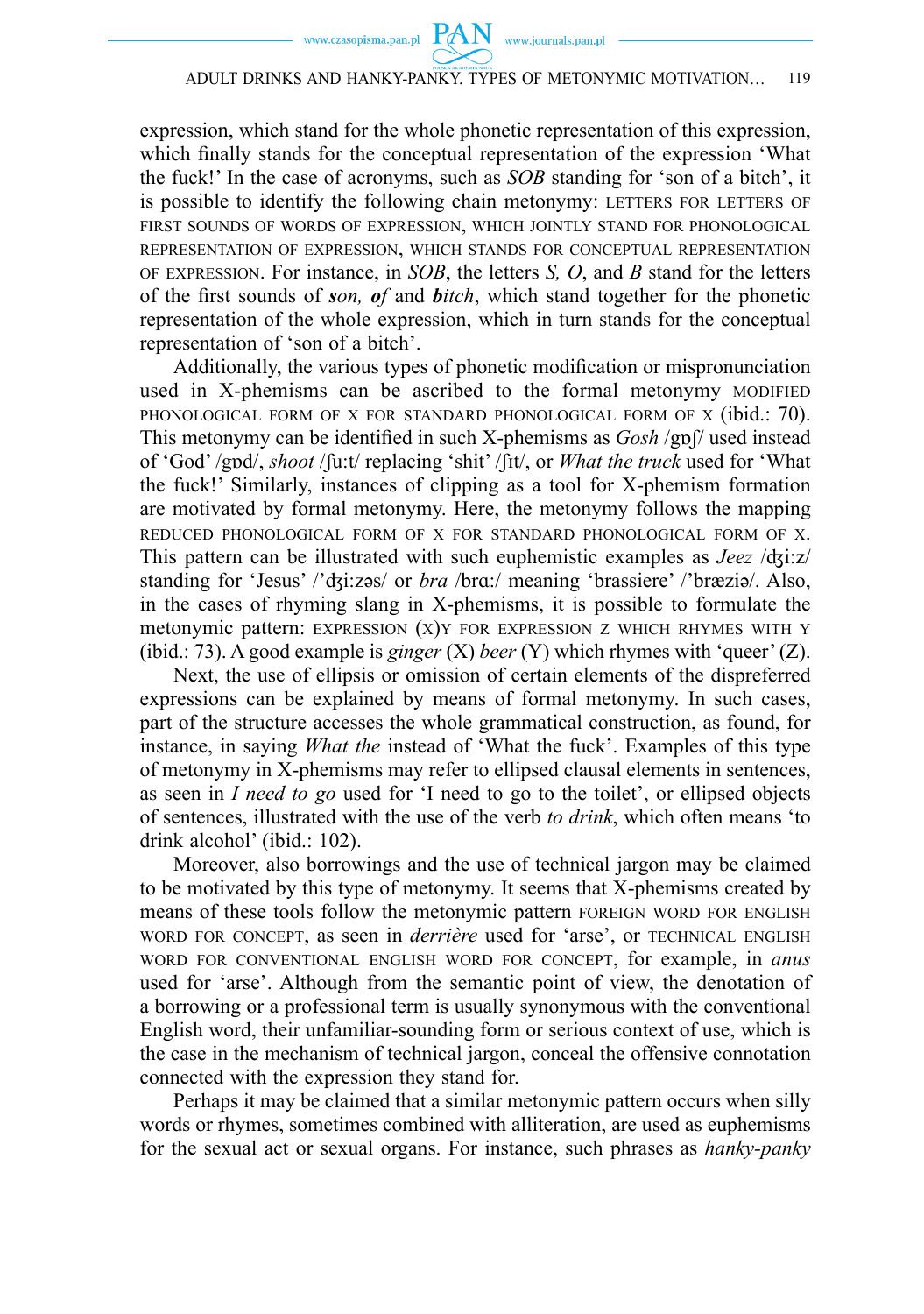expression, which stand for the whole phonetic representation of this expression, which finally stands for the conceptual representation of the expression 'What the fuck!' In the case of acronyms, such as *SOB* standing for 'son of a bitch', it is possible to identify the following chain metonymy: LETTERS FOR LETTERS OF FIRST SOUNDS OF WORDS OF EXPRESSION, WHICH JOINTLY STAND FOR PHONOLOGICAL REPRESENTATION OF EXPRESSION, WHICH STANDS FOR CONCEPTUAL REPRESENTATION OF EXPRESSION. For instance, in *SOB*, the letters *S, O*, and *B* stand for the letters of the first sounds of ***s**on, **o**f* and ***b**itch*, which stand together for the phonetic representation of the whole expression, which in turn stands for the conceptual representation of 'son of a bitch'.

Additionally, the various types of phonetic modification or mispronunciation used in X-phemisms can be ascribed to the formal metonymy MODIFIED PHONOLOGICAL FORM OF X FOR STANDARD PHONOLOGICAL FORM OF X (ibid.: 70). This metonymy can be identified in such X-phemisms as *Gosh* /gɒʃ/ used instead of 'God' /gɒd/, *shoot* /ʃu:t/ replacing 'shit' /ʃɪt/, or *What the truck* used for 'What the fuck!' Similarly, instances of clipping as a tool for X-phemism formation are motivated by formal metonymy. Here, the metonymy follows the mapping REDUCED PHONOLOGICAL FORM OF X FOR STANDARD PHONOLOGICAL FORM OF X. This pattern can be illustrated with such euphemistic examples as *Jeez* /ʤi:z/ standing for 'Jesus' /'ʤi:zəs/ or *bra* /brɑ:/ meaning 'brassiere' /'bræziə/. Also, in the cases of rhyming slang in X-phemisms, it is possible to formulate the metonymic pattern: EXPRESSION (X)Y FOR EXPRESSION Z WHICH RHYMES WITH Y (ibid.: 73). A good example is *ginger* (X) *beer* (Y) which rhymes with 'queer' (Z).

Next, the use of ellipsis or omission of certain elements of the dispreferred expressions can be explained by means of formal metonymy. In such cases, part of the structure accesses the whole grammatical construction, as found, for instance, in saying *What the* instead of 'What the fuck'. Examples of this type of metonymy in X-phemisms may refer to ellipsed clausal elements in sentences, as seen in *I need to go* used for 'I need to go to the toilet', or ellipsed objects of sentences, illustrated with the use of the verb *to drink*, which often means 'to drink alcohol' (ibid.: 102).

Moreover, also borrowings and the use of technical jargon may be claimed to be motivated by this type of metonymy. It seems that X-phemisms created by means of these tools follow the metonymic pattern FOREIGN WORD FOR ENGLISH WORD FOR CONCEPT, as seen in *derrière* used for 'arse', or TECHNICAL ENGLISH WORD FOR CONVENTIONAL ENGLISH WORD FOR CONCEPT, for example, in *anus* used for 'arse'. Although from the semantic point of view, the denotation of a borrowing or a professional term is usually synonymous with the conventional English word, their unfamiliar-sounding form or serious context of use, which is the case in the mechanism of technical jargon, conceal the offensive connotation connected with the expression they stand for.

Perhaps it may be claimed that a similar metonymic pattern occurs when silly words or rhymes, sometimes combined with alliteration, are used as euphemisms for the sexual act or sexual organs. For instance, such phrases as *hanky-panky*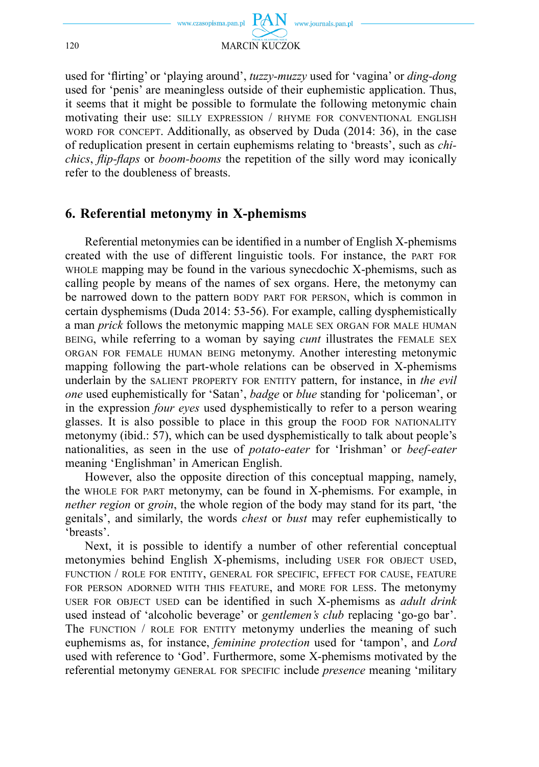used for 'flirting' or 'playing around', *tuzzy-muzzy* used for 'vagina' or *ding-dong* used for 'penis' are meaningless outside of their euphemistic application. Thus, it seems that it might be possible to formulate the following metonymic chain motivating their use: SILLY EXPRESSION / RHYME FOR CONVENTIONAL ENGLISH WORD FOR CONCEPT. Additionally, as observed by Duda (2014: 36), in the case of reduplication present in certain euphemisms relating to 'breasts', such as *chi-chics*, *flip-flaps* or *boom-booms* the repetition of the silly word may iconically refer to the doubleness of breasts.

## 6. Referential metonymy in X-phemisms

Referential metonymies can be identified in a number of English X-phemisms created with the use of different linguistic tools. For instance, the PART FOR WHOLE mapping may be found in the various synecdochic X-phemisms, such as calling people by means of the names of sex organs. Here, the metonymy can be narrowed down to the pattern BODY PART FOR PERSON, which is common in certain dysphemisms (Duda 2014: 53-56). For example, calling dysphemistically a man *prick* follows the metonymic mapping MALE SEX ORGAN FOR MALE HUMAN BEING, while referring to a woman by saying *cunt* illustrates the FEMALE SEX ORGAN FOR FEMALE HUMAN BEING metonymy. Another interesting metonymic mapping following the part-whole relations can be observed in X-phemisms underlain by the SALIENT PROPERTY FOR ENTITY pattern, for instance, in *the evil one* used euphemistically for 'Satan', *badge* or *blue* standing for 'policeman', or in the expression *four eyes* used dysphemistically to refer to a person wearing glasses. It is also possible to place in this group the FOOD FOR NATIONALITY metonymy (ibid.: 57), which can be used dysphemistically to talk about people's nationalities, as seen in the use of *potato-eater* for 'Irishman' or *beef-eater* meaning 'Englishman' in American English.

However, also the opposite direction of this conceptual mapping, namely, the WHOLE FOR PART metonymy, can be found in X-phemisms. For example, in *nether region* or *groin*, the whole region of the body may stand for its part, 'the genitals', and similarly, the words *chest* or *bust* may refer euphemistically to 'breasts'.

Next, it is possible to identify a number of other referential conceptual metonymies behind English X-phemisms, including USER FOR OBJECT USED, FUNCTION / ROLE FOR ENTITY, GENERAL FOR SPECIFIC, EFFECT FOR CAUSE, FEATURE FOR PERSON ADORNED WITH THIS FEATURE, and MORE FOR LESS. The metonymy USER FOR OBJECT USED can be identified in such X-phemisms as *adult drink* used instead of 'alcoholic beverage' or *gentlemen's club* replacing 'go-go bar'. The FUNCTION / ROLE FOR ENTITY metonymy underlies the meaning of such euphemisms as, for instance, *feminine protection* used for 'tampon', and *Lord* used with reference to 'God'. Furthermore, some X-phemisms motivated by the referential metonymy GENERAL FOR SPECIFIC include *presence* meaning 'military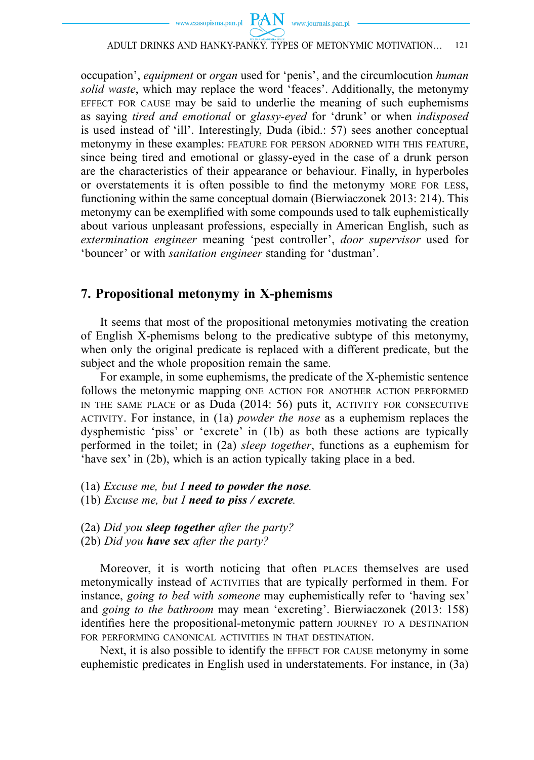occupation', *equipment* or *organ* used for 'penis', and the circumlocution *human solid waste*, which may replace the word 'feaces'. Additionally, the metonymy EFFECT FOR CAUSE may be said to underlie the meaning of such euphemisms as saying *tired and emotional* or *glassy-eyed* for 'drunk' or when *indisposed* is used instead of 'ill'. Interestingly, Duda (ibid.: 57) sees another conceptual metonymy in these examples: FEATURE FOR PERSON ADORNED WITH THIS FEATURE, since being tired and emotional or glassy-eyed in the case of a drunk person are the characteristics of their appearance or behaviour. Finally, in hyperboles or overstatements it is often possible to find the metonymy MORE FOR LESS, functioning within the same conceptual domain (Bierwiaczonek 2013: 214). This metonymy can be exemplified with some compounds used to talk euphemistically about various unpleasant professions, especially in American English, such as *extermination engineer* meaning 'pest controller', *door supervisor* used for 'bouncer' or with *sanitation engineer* standing for 'dustman'.

## 7. Propositional metonymy in X-phemisms

It seems that most of the propositional metonymies motivating the creation of English X-phemisms belong to the predicative subtype of this metonymy, when only the original predicate is replaced with a different predicate, but the subject and the whole proposition remain the same.

For example, in some euphemisms, the predicate of the X-phemistic sentence follows the metonymic mapping ONE ACTION FOR ANOTHER ACTION PERFORMED IN THE SAME PLACE or as Duda (2014: 56) puts it, ACTIVITY FOR CONSECUTIVE ACTIVITY. For instance, in (1a) *powder the nose* as a euphemism replaces the dysphemistic 'piss' or 'excrete' in (1b) as both these actions are typically performed in the toilet; in (2a) *sleep together*, functions as a euphemism for 'have sex' in (2b), which is an action typically taking place in a bed.

(1a) *Excuse me, but I* ***need to powder the nose****.*
(1b) *Excuse me, but I* ***need to piss / excrete****.*

(2a) *Did you* ***sleep together*** *after the party?*
(2b) *Did you* ***have sex*** *after the party?*

Moreover, it is worth noticing that often PLACES themselves are used metonymically instead of ACTIVITIES that are typically performed in them. For instance, *going to bed with someone* may euphemistically refer to 'having sex' and *going to the bathroom* may mean 'excreting'. Bierwiaczonek (2013: 158) identifies here the propositional-metonymic pattern JOURNEY TO A DESTINATION FOR PERFORMING CANONICAL ACTIVITIES IN THAT DESTINATION.

Next, it is also possible to identify the EFFECT FOR CAUSE metonymy in some euphemistic predicates in English used in understatements. For instance, in (3a)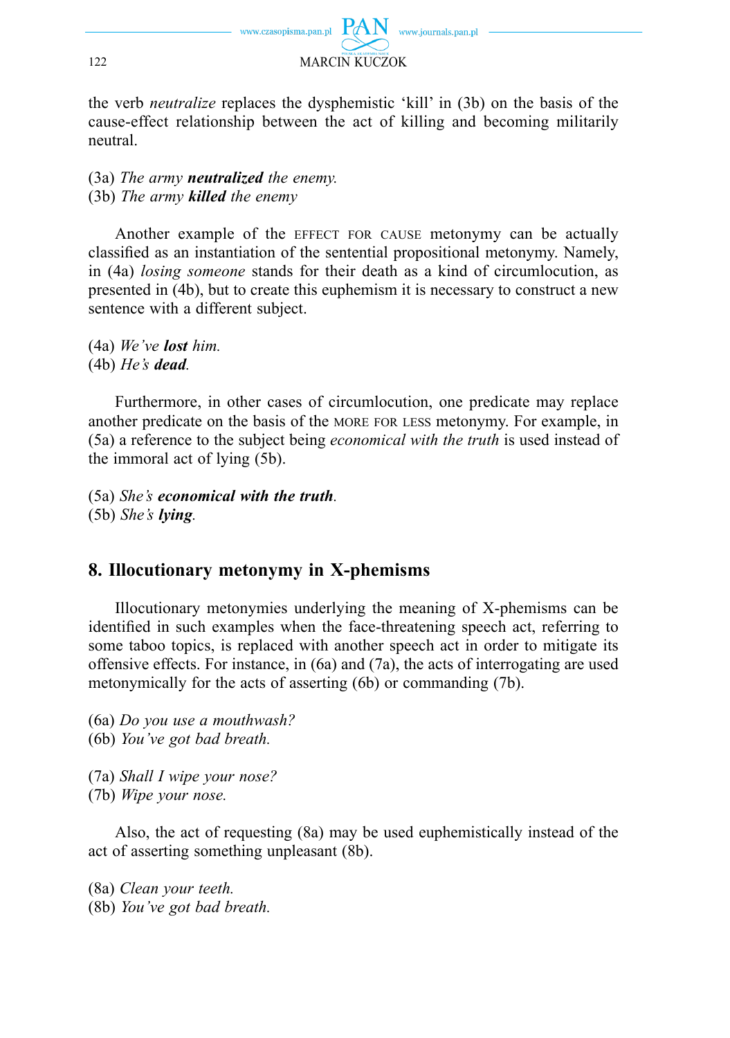the verb *neutralize* replaces the dysphemistic 'kill' in (3b) on the basis of the cause-effect relationship between the act of killing and becoming militarily neutral.

(3a) *The army* ***neutralized*** *the enemy.*
(3b) *The army* ***killed*** *the enemy*

Another example of the EFFECT FOR CAUSE metonymy can be actually classified as an instantiation of the sentential propositional metonymy. Namely, in (4a) *losing someone* stands for their death as a kind of circumlocution, as presented in (4b), but to create this euphemism it is necessary to construct a new sentence with a different subject.

(4a) *We've* ***lost*** *him.*
(4b) *He's* ***dead****.*

Furthermore, in other cases of circumlocution, one predicate may replace another predicate on the basis of the MORE FOR LESS metonymy. For example, in (5a) a reference to the subject being *economical with the truth* is used instead of the immoral act of lying (5b).

(5a) *She's* ***economical with the truth****.*
(5b) *She's* ***lying****.*

## 8. Illocutionary metonymy in X-phemisms

Illocutionary metonymies underlying the meaning of X-phemisms can be identified in such examples when the face-threatening speech act, referring to some taboo topics, is replaced with another speech act in order to mitigate its offensive effects. For instance, in (6a) and (7a), the acts of interrogating are used metonymically for the acts of asserting (6b) or commanding (7b).

(6a) *Do you use a mouthwash?*
(6b) *You've got bad breath.*

(7a) *Shall I wipe your nose?*
(7b) *Wipe your nose.*

Also, the act of requesting (8a) may be used euphemistically instead of the act of asserting something unpleasant (8b).

(8a) *Clean your teeth.*
(8b) *You've got bad breath.*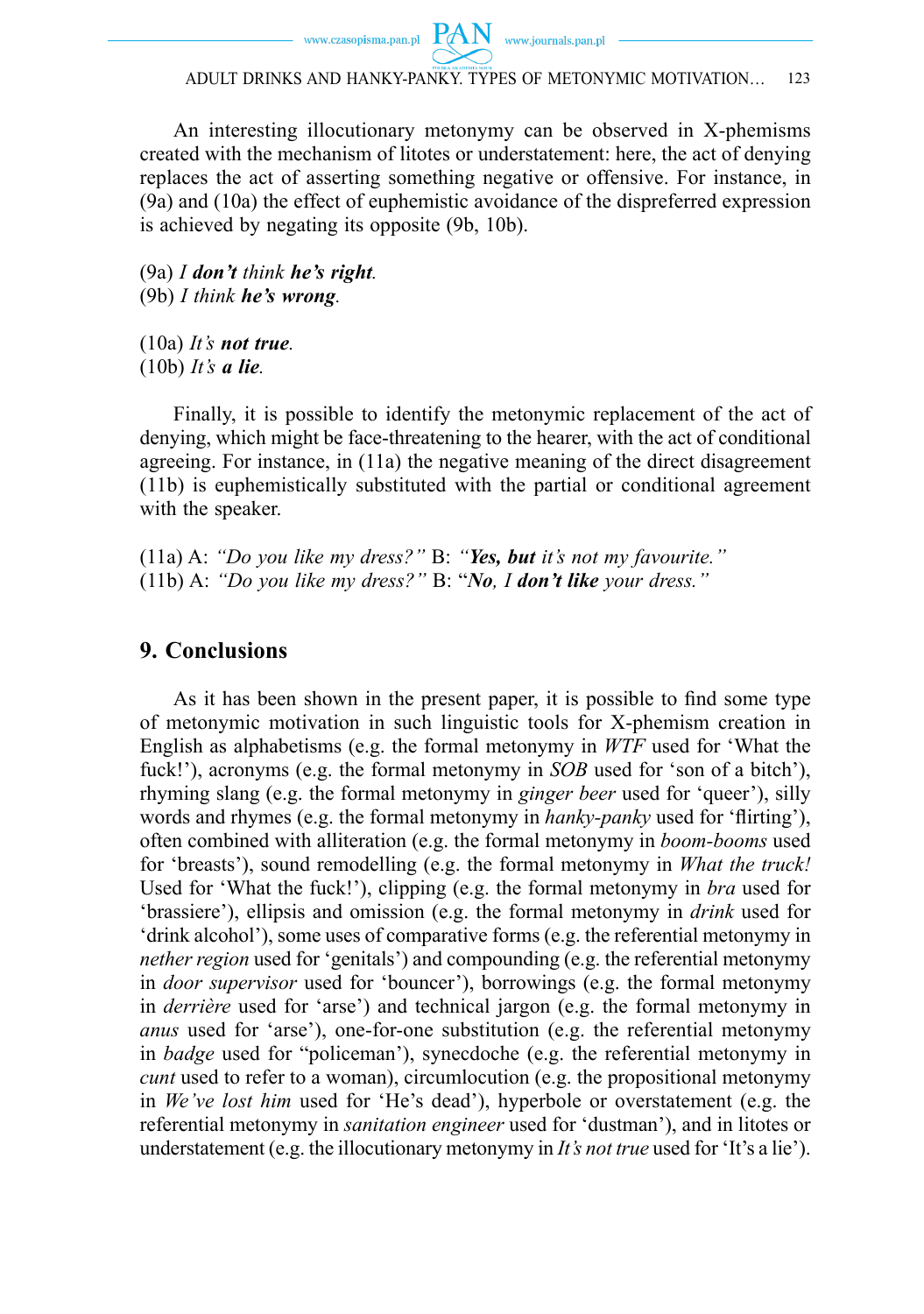An interesting illocutionary metonymy can be observed in X-phemisms created with the mechanism of litotes or understatement: here, the act of denying replaces the act of asserting something negative or offensive. For instance, in (9a) and (10a) the effect of euphemistic avoidance of the dispreferred expression is achieved by negating its opposite (9b, 10b).

(9a) *I* ***don't*** *think* ***he's right****.*
(9b) *I think* ***he's wrong****.*

(10a) *It's* ***not true****.*
(10b) *It's* ***a lie****.*

Finally, it is possible to identify the metonymic replacement of the act of denying, which might be face-threatening to the hearer, with the act of conditional agreeing. For instance, in (11a) the negative meaning of the direct disagreement (11b) is euphemistically substituted with the partial or conditional agreement with the speaker.

(11a) A: *"Do you like my dress?"* B: *"****Yes, but*** *it's not my favourite."*
(11b) A: *"Do you like my dress?"* B: "***No****, I* ***don't like*** *your dress."*

## 9. Conclusions

As it has been shown in the present paper, it is possible to find some type of metonymic motivation in such linguistic tools for X-phemism creation in English as alphabetisms (e.g. the formal metonymy in *WTF* used for 'What the fuck!'), acronyms (e.g. the formal metonymy in *SOB* used for 'son of a bitch'), rhyming slang (e.g. the formal metonymy in *ginger beer* used for 'queer'), silly words and rhymes (e.g. the formal metonymy in *hanky-panky* used for 'flirting'), often combined with alliteration (e.g. the formal metonymy in *boom-booms* used for 'breasts'), sound remodelling (e.g. the formal metonymy in *What the truck!* Used for 'What the fuck!'), clipping (e.g. the formal metonymy in *bra* used for 'brassiere'), ellipsis and omission (e.g. the formal metonymy in *drink* used for 'drink alcohol'), some uses of comparative forms (e.g. the referential metonymy in *nether region* used for 'genitals') and compounding (e.g. the referential metonymy in *door supervisor* used for 'bouncer'), borrowings (e.g. the formal metonymy in *derrière* used for 'arse') and technical jargon (e.g. the formal metonymy in *anus* used for 'arse'), one-for-one substitution (e.g. the referential metonymy in *badge* used for "policeman'), synecdoche (e.g. the referential metonymy in *cunt* used to refer to a woman), circumlocution (e.g. the propositional metonymy in *We've lost him* used for 'He's dead'), hyperbole or overstatement (e.g. the referential metonymy in *sanitation engineer* used for 'dustman'), and in litotes or understatement (e.g. the illocutionary metonymy in *It's not true* used for 'It's a lie').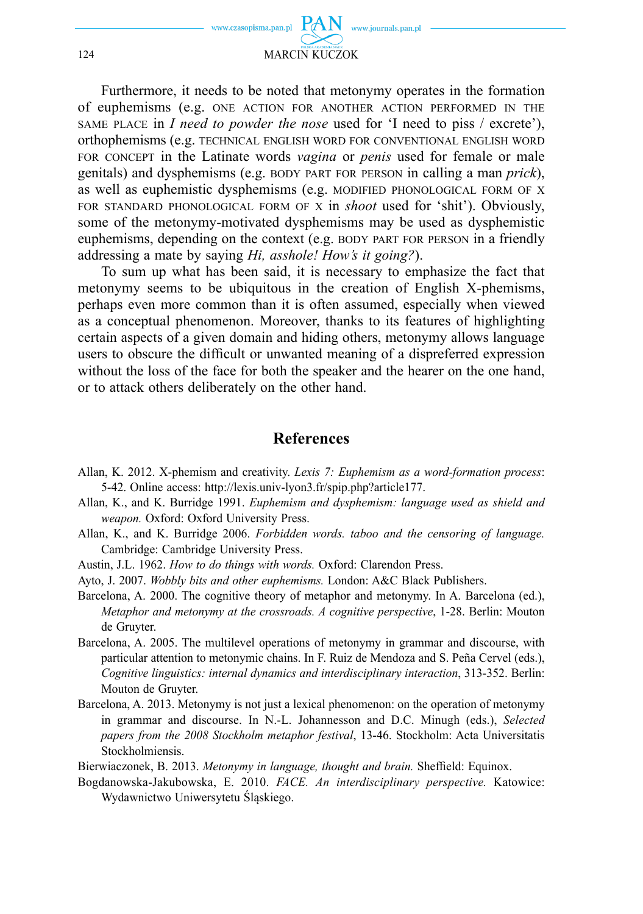Furthermore, it needs to be noted that metonymy operates in the formation of euphemisms (e.g. ONE ACTION FOR ANOTHER ACTION PERFORMED IN THE SAME PLACE in *I need to powder the nose* used for 'I need to piss / excrete'), orthophemisms (e.g. TECHNICAL ENGLISH WORD FOR CONVENTIONAL ENGLISH WORD FOR CONCEPT in the Latinate words *vagina* or *penis* used for female or male genitals) and dysphemisms (e.g. BODY PART FOR PERSON in calling a man *prick*), as well as euphemistic dysphemisms (e.g. MODIFIED PHONOLOGICAL FORM OF X FOR STANDARD PHONOLOGICAL FORM OF X in *shoot* used for 'shit'). Obviously, some of the metonymy-motivated dysphemisms may be used as dysphemistic euphemisms, depending on the context (e.g. BODY PART FOR PERSON in a friendly addressing a mate by saying *Hi, asshole! How's it going?*).

To sum up what has been said, it is necessary to emphasize the fact that metonymy seems to be ubiquitous in the creation of English X-phemisms, perhaps even more common than it is often assumed, especially when viewed as a conceptual phenomenon. Moreover, thanks to its features of highlighting certain aspects of a given domain and hiding others, metonymy allows language users to obscure the difficult or unwanted meaning of a dispreferred expression without the loss of the face for both the speaker and the hearer on the one hand, or to attack others deliberately on the other hand.

## References

Allan, K. 2012. X-phemism and creativity. *Lexis 7: Euphemism as a word-formation process*: 5-42. Online access: http://lexis.univ-lyon3.fr/spip.php?article177.

Allan, K., and K. Burridge 1991. *Euphemism and dysphemism: language used as shield and weapon.* Oxford: Oxford University Press.

Allan, K., and K. Burridge 2006. *Forbidden words. taboo and the censoring of language.* Cambridge: Cambridge University Press.

Austin, J.L. 1962. *How to do things with words.* Oxford: Clarendon Press.

Ayto, J. 2007. *Wobbly bits and other euphemisms.* London: A&C Black Publishers.

Barcelona, A. 2000. The cognitive theory of metaphor and metonymy. In A. Barcelona (ed.), *Metaphor and metonymy at the crossroads. A cognitive perspective*, 1-28. Berlin: Mouton de Gruyter.

Barcelona, A. 2005. The multilevel operations of metonymy in grammar and discourse, with particular attention to metonymic chains. In F. Ruiz de Mendoza and S. Peña Cervel (eds.), *Cognitive linguistics: internal dynamics and interdisciplinary interaction*, 313-352. Berlin: Mouton de Gruyter.

Barcelona, A. 2013. Metonymy is not just a lexical phenomenon: on the operation of metonymy in grammar and discourse. In N.-L. Johannesson and D.C. Minugh (eds.), *Selected papers from the 2008 Stockholm metaphor festival*, 13-46. Stockholm: Acta Universitatis Stockholmiensis.

Bierwiaczonek, B. 2013. *Metonymy in language, thought and brain.* Sheffield: Equinox.

Bogdanowska-Jakubowska, E. 2010. *FACE. An interdisciplinary perspective.* Katowice: Wydawnictwo Uniwersytetu Śląskiego.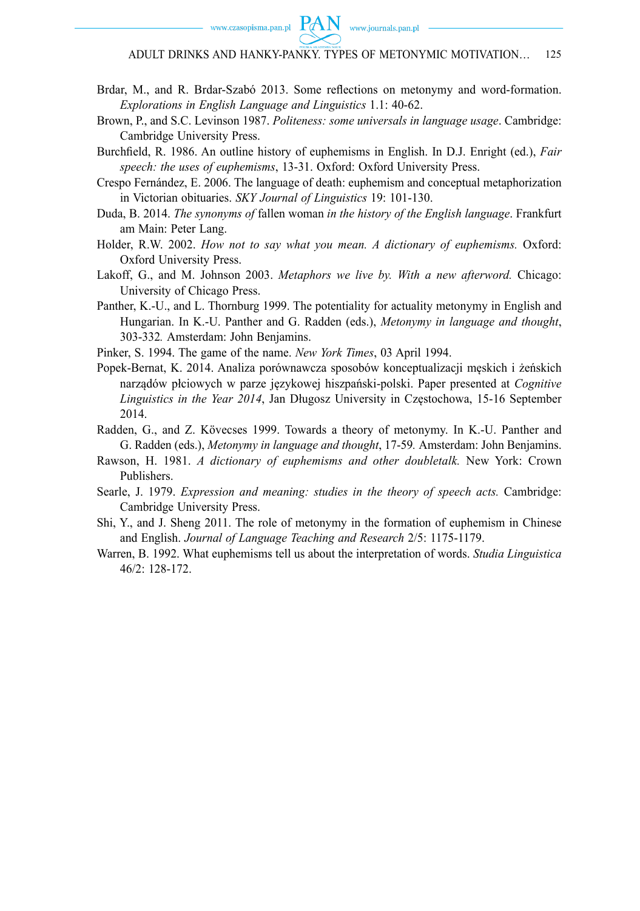Brdar, M., and R. Brdar-Szabó 2013. Some reflections on metonymy and word-formation. *Explorations in English Language and Linguistics* 1.1: 40-62.

Brown, P., and S.C. Levinson 1987. *Politeness: some universals in language usage*. Cambridge: Cambridge University Press.

Burchfield, R. 1986. An outline history of euphemisms in English. In D.J. Enright (ed.), *Fair speech: the uses of euphemisms*, 13-31. Oxford: Oxford University Press.

Crespo Fernández, E. 2006. The language of death: euphemism and conceptual metaphorization in Victorian obituaries. *SKY Journal of Linguistics* 19: 101-130.

Duda, B. 2014. *The synonyms of* fallen woman *in the history of the English language*. Frankfurt am Main: Peter Lang.

Holder, R.W. 2002. *How not to say what you mean. A dictionary of euphemisms.* Oxford: Oxford University Press.

Lakoff, G., and M. Johnson 2003. *Metaphors we live by. With a new afterword.* Chicago: University of Chicago Press.

Panther, K.-U., and L. Thornburg 1999. The potentiality for actuality metonymy in English and Hungarian. In K.-U. Panther and G. Radden (eds.), *Metonymy in language and thought*, 303-332. Amsterdam: John Benjamins.

Pinker, S. 1994. The game of the name. *New York Times*, 03 April 1994.

Popek-Bernat, K. 2014. Analiza porównawcza sposobów konceptualizacji męskich i żeńskich narządów płciowych w parze językowej hiszpański-polski. Paper presented at *Cognitive Linguistics in the Year 2014*, Jan Długosz University in Częstochowa, 15-16 September 2014.

Radden, G., and Z. Kövecses 1999. Towards a theory of metonymy. In K.-U. Panther and G. Radden (eds.), *Metonymy in language and thought*, 17-59. Amsterdam: John Benjamins.

Rawson, H. 1981. *A dictionary of euphemisms and other doubletalk.* New York: Crown Publishers.

Searle, J. 1979. *Expression and meaning: studies in the theory of speech acts.* Cambridge: Cambridge University Press.

Shi, Y., and J. Sheng 2011. The role of metonymy in the formation of euphemism in Chinese and English. *Journal of Language Teaching and Research* 2/5: 1175-1179.

Warren, B. 1992. What euphemisms tell us about the interpretation of words. *Studia Linguistica* 46/2: 128-172.